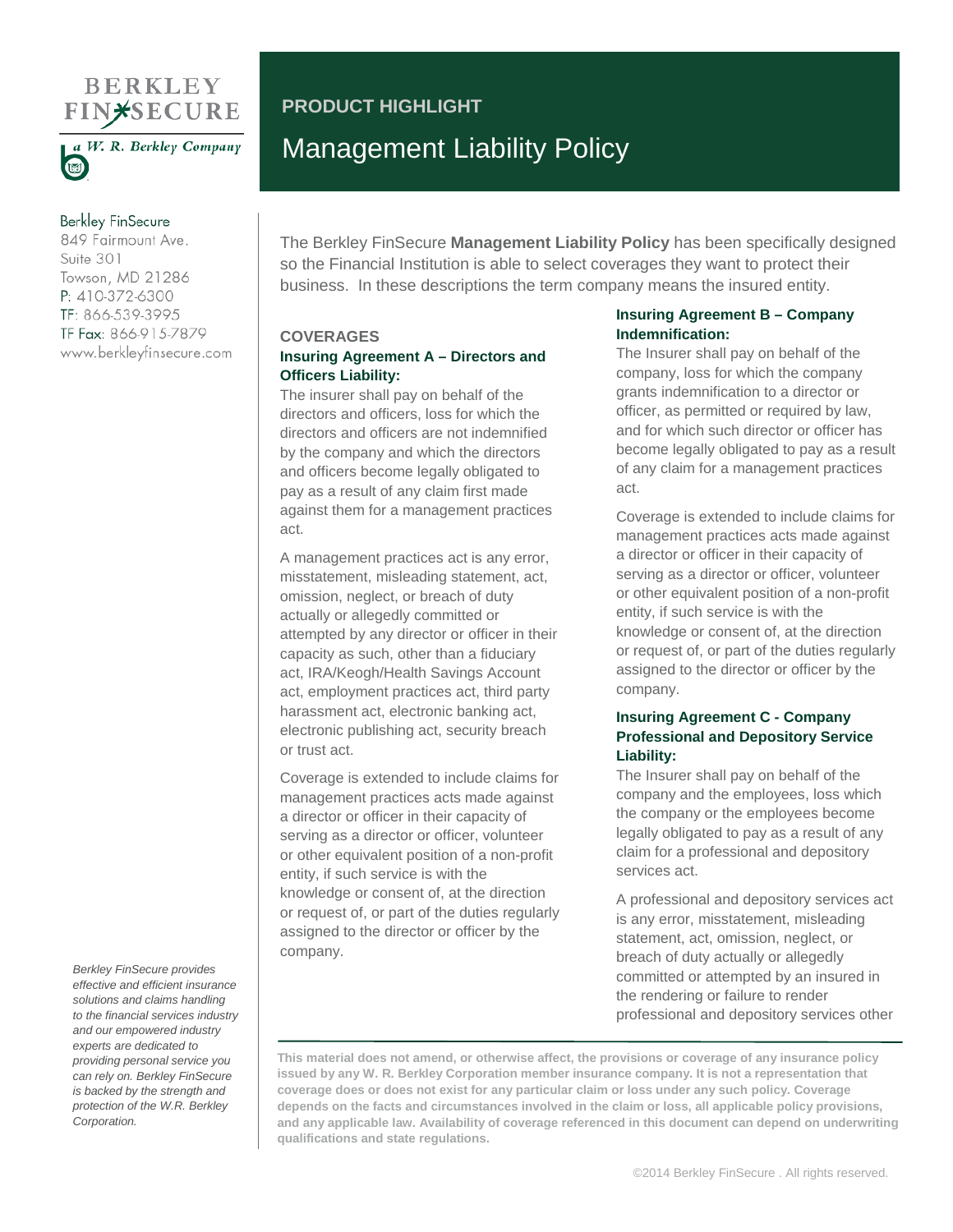# BERKLEY FINSECURE

*a W. R. Berkley Company*

Berkley FinSecure
849 Fairmount Ave.
Suite 301
Towson, MD 21286
P: 410-372-6300
TF: 866-539-3995
TF Fax: 866-915-7879
www.berkleyfinsecure.com

**PRODUCT HIGHLIGHT**

# Management Liability Policy

The Berkley FinSecure **Management Liability Policy** has been specifically designed so the Financial Institution is able to select coverages they want to protect their business. In these descriptions the term company means the insured entity.

## COVERAGES

### Insuring Agreement A – Directors and Officers Liability:

The insurer shall pay on behalf of the directors and officers, loss for which the directors and officers are not indemnified by the company and which the directors and officers become legally obligated to pay as a result of any claim first made against them for a management practices act.

A management practices act is any error, misstatement, misleading statement, act, omission, neglect, or breach of duty actually or allegedly committed or attempted by any director or officer in their capacity as such, other than a fiduciary act, IRA/Keogh/Health Savings Account act, employment practices act, third party harassment act, electronic banking act, electronic publishing act, security breach or trust act.

Coverage is extended to include claims for management practices acts made against a director or officer in their capacity of serving as a director or officer, volunteer or other equivalent position of a non-profit entity, if such service is with the knowledge or consent of, at the direction or request of, or part of the duties regularly assigned to the director or officer by the company.

### Insuring Agreement B – Company Indemnification:

The Insurer shall pay on behalf of the company, loss for which the company grants indemnification to a director or officer, as permitted or required by law, and for which such director or officer has become legally obligated to pay as a result of any claim for a management practices act.

Coverage is extended to include claims for management practices acts made against a director or officer in their capacity of serving as a director or officer, volunteer or other equivalent position of a non-profit entity, if such service is with the knowledge or consent of, at the direction or request of, or part of the duties regularly assigned to the director or officer by the company.

### Insuring Agreement C - Company Professional and Depository Service Liability:

The Insurer shall pay on behalf of the company and the employees, loss which the company or the employees become legally obligated to pay as a result of any claim for a professional and depository services act.

A professional and depository services act is any error, misstatement, misleading statement, act, omission, neglect, or breach of duty actually or allegedly committed or attempted by an insured in the rendering or failure to render professional and depository services other

*Berkley FinSecure provides effective and efficient insurance solutions and claims handling to the financial services industry and our empowered industry experts are dedicated to providing personal service you can rely on. Berkley FinSecure is backed by the strength and protection of the W.R. Berkley Corporation.*

**This material does not amend, or otherwise affect, the provisions or coverage of any insurance policy issued by any W. R. Berkley Corporation member insurance company. It is not a representation that coverage does or does not exist for any particular claim or loss under any such policy. Coverage depends on the facts and circumstances involved in the claim or loss, all applicable policy provisions, and any applicable law. Availability of coverage referenced in this document can depend on underwriting qualifications and state regulations.**

©2014 Berkley FinSecure . All rights reserved.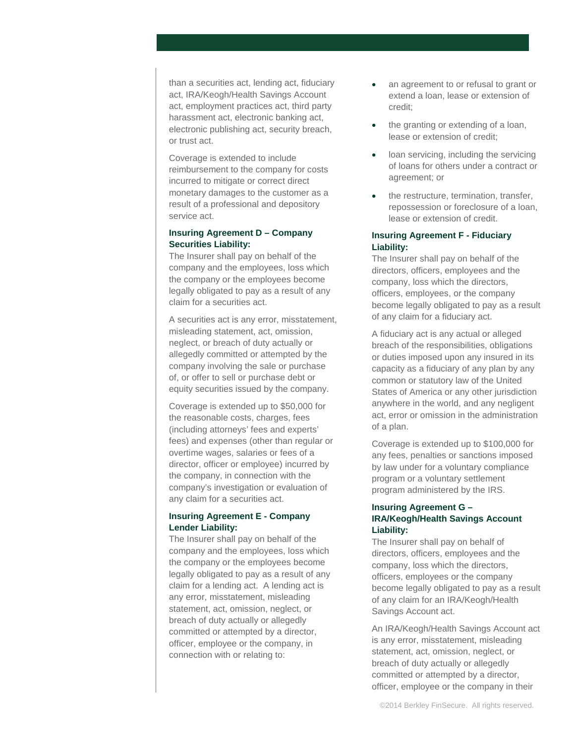than a securities act, lending act, fiduciary act, IRA/Keogh/Health Savings Account act, employment practices act, third party harassment act, electronic banking act, electronic publishing act, security breach, or trust act.

Coverage is extended to include reimbursement to the company for costs incurred to mitigate or correct direct monetary damages to the customer as a result of a professional and depository service act.

**Insuring Agreement D – Company Securities Liability:**

The Insurer shall pay on behalf of the company and the employees, loss which the company or the employees become legally obligated to pay as a result of any claim for a securities act.

A securities act is any error, misstatement, misleading statement, act, omission, neglect, or breach of duty actually or allegedly committed or attempted by the company involving the sale or purchase of, or offer to sell or purchase debt or equity securities issued by the company.

Coverage is extended up to $50,000 for the reasonable costs, charges, fees (including attorneys' fees and experts' fees) and expenses (other than regular or overtime wages, salaries or fees of a director, officer or employee) incurred by the company, in connection with the company's investigation or evaluation of any claim for a securities act.

**Insuring Agreement E - Company Lender Liability:**

The Insurer shall pay on behalf of the company and the employees, loss which the company or the employees become legally obligated to pay as a result of any claim for a lending act. A lending act is any error, misstatement, misleading statement, act, omission, neglect, or breach of duty actually or allegedly committed or attempted by a director, officer, employee or the company, in connection with or relating to:

- an agreement to or refusal to grant or extend a loan, lease or extension of credit;
- the granting or extending of a loan, lease or extension of credit;
- loan servicing, including the servicing of loans for others under a contract or agreement; or
- the restructure, termination, transfer, repossession or foreclosure of a loan, lease or extension of credit.

**Insuring Agreement F - Fiduciary Liability:**

The Insurer shall pay on behalf of the directors, officers, employees and the company, loss which the directors, officers, employees, or the company become legally obligated to pay as a result of any claim for a fiduciary act.

A fiduciary act is any actual or alleged breach of the responsibilities, obligations or duties imposed upon any insured in its capacity as a fiduciary of any plan by any common or statutory law of the United States of America or any other jurisdiction anywhere in the world, and any negligent act, error or omission in the administration of a plan.

Coverage is extended up to $100,000 for any fees, penalties or sanctions imposed by law under for a voluntary compliance program or a voluntary settlement program administered by the IRS.

**Insuring Agreement G – IRA/Keogh/Health Savings Account Liability:**

The Insurer shall pay on behalf of directors, officers, employees and the company, loss which the directors, officers, employees or the company become legally obligated to pay as a result of any claim for an IRA/Keogh/Health Savings Account act.

An IRA/Keogh/Health Savings Account act is any error, misstatement, misleading statement, act, omission, neglect, or breach of duty actually or allegedly committed or attempted by a director, officer, employee or the company in their

©2014 Berkley FinSecure. All rights reserved.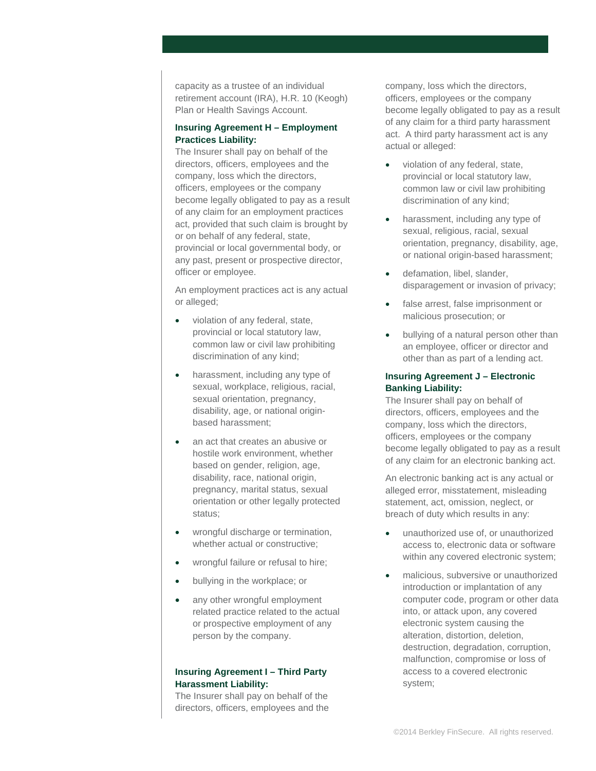capacity as a trustee of an individual retirement account (IRA), H.R. 10 (Keogh) Plan or Health Savings Account.

**Insuring Agreement H – Employment Practices Liability:**
The Insurer shall pay on behalf of the directors, officers, employees and the company, loss which the directors, officers, employees or the company become legally obligated to pay as a result of any claim for an employment practices act, provided that such claim is brought by or on behalf of any federal, state, provincial or local governmental body, or any past, present or prospective director, officer or employee.

An employment practices act is any actual or alleged;

- violation of any federal, state, provincial or local statutory law, common law or civil law prohibiting discrimination of any kind;
- harassment, including any type of sexual, workplace, religious, racial, sexual orientation, pregnancy, disability, age, or national origin-based harassment;
- an act that creates an abusive or hostile work environment, whether based on gender, religion, age, disability, race, national origin, pregnancy, marital status, sexual orientation or other legally protected status;
- wrongful discharge or termination, whether actual or constructive;
- wrongful failure or refusal to hire;
- bullying in the workplace; or
- any other wrongful employment related practice related to the actual or prospective employment of any person by the company.

**Insuring Agreement I – Third Party Harassment Liability:**
The Insurer shall pay on behalf of the directors, officers, employees and the company, loss which the directors, officers, employees or the company become legally obligated to pay as a result of any claim for a third party harassment act. A third party harassment act is any actual or alleged:

- violation of any federal, state, provincial or local statutory law, common law or civil law prohibiting discrimination of any kind;
- harassment, including any type of sexual, religious, racial, sexual orientation, pregnancy, disability, age, or national origin-based harassment;
- defamation, libel, slander, disparagement or invasion of privacy;
- false arrest, false imprisonment or malicious prosecution; or
- bullying of a natural person other than an employee, officer or director and other than as part of a lending act.

**Insuring Agreement J – Electronic Banking Liability:**
The Insurer shall pay on behalf of directors, officers, employees and the company, loss which the directors, officers, employees or the company become legally obligated to pay as a result of any claim for an electronic banking act.

An electronic banking act is any actual or alleged error, misstatement, misleading statement, act, omission, neglect, or breach of duty which results in any:

- unauthorized use of, or unauthorized access to, electronic data or software within any covered electronic system;
- malicious, subversive or unauthorized introduction or implantation of any computer code, program or other data into, or attack upon, any covered electronic system causing the alteration, distortion, deletion, destruction, degradation, corruption, malfunction, compromise or loss of access to a covered electronic system;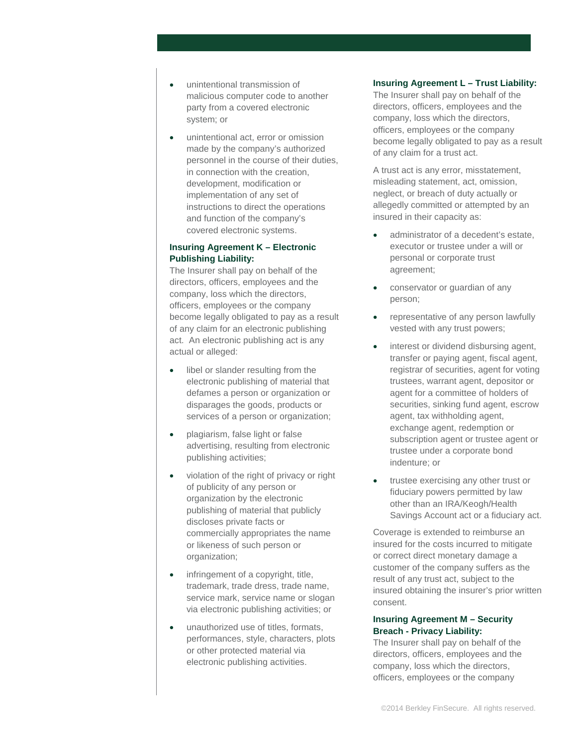- unintentional transmission of malicious computer code to another party from a covered electronic system; or
- unintentional act, error or omission made by the company's authorized personnel in the course of their duties, in connection with the creation, development, modification or implementation of any set of instructions to direct the operations and function of the company's covered electronic systems.

**Insuring Agreement K – Electronic Publishing Liability:**
The Insurer shall pay on behalf of the directors, officers, employees and the company, loss which the directors, officers, employees or the company become legally obligated to pay as a result of any claim for an electronic publishing act. An electronic publishing act is any actual or alleged:

- libel or slander resulting from the electronic publishing of material that defames a person or organization or disparages the goods, products or services of a person or organization;
- plagiarism, false light or false advertising, resulting from electronic publishing activities;
- violation of the right of privacy or right of publicity of any person or organization by the electronic publishing of material that publicly discloses private facts or commercially appropriates the name or likeness of such person or organization;
- infringement of a copyright, title, trademark, trade dress, trade name, service mark, service name or slogan via electronic publishing activities; or
- unauthorized use of titles, formats, performances, style, characters, plots or other protected material via electronic publishing activities.

**Insuring Agreement L – Trust Liability:**
The Insurer shall pay on behalf of the directors, officers, employees and the company, loss which the directors, officers, employees or the company become legally obligated to pay as a result of any claim for a trust act.

A trust act is any error, misstatement, misleading statement, act, omission, neglect, or breach of duty actually or allegedly committed or attempted by an insured in their capacity as:

- administrator of a decedent's estate, executor or trustee under a will or personal or corporate trust agreement;
- conservator or guardian of any person;
- representative of any person lawfully vested with any trust powers;
- interest or dividend disbursing agent, transfer or paying agent, fiscal agent, registrar of securities, agent for voting trustees, warrant agent, depositor or agent for a committee of holders of securities, sinking fund agent, escrow agent, tax withholding agent, exchange agent, redemption or subscription agent or trustee agent or trustee under a corporate bond indenture; or
- trustee exercising any other trust or fiduciary powers permitted by law other than an IRA/Keogh/Health Savings Account act or a fiduciary act.

Coverage is extended to reimburse an insured for the costs incurred to mitigate or correct direct monetary damage a customer of the company suffers as the result of any trust act, subject to the insured obtaining the insurer's prior written consent.

**Insuring Agreement M – Security Breach - Privacy Liability:**
The Insurer shall pay on behalf of the directors, officers, employees and the company, loss which the directors, officers, employees or the company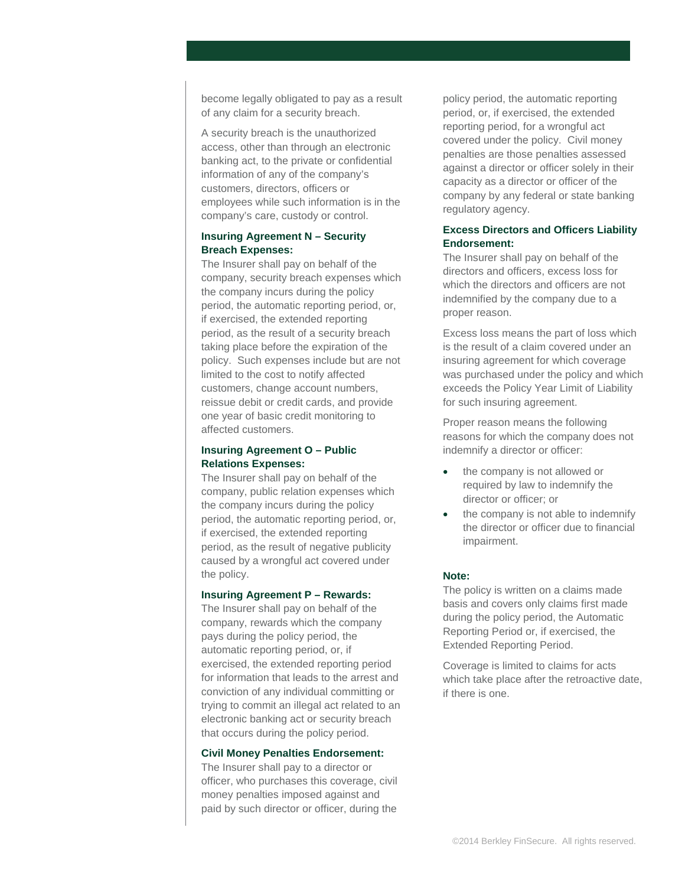become legally obligated to pay as a result of any claim for a security breach.

A security breach is the unauthorized access, other than through an electronic banking act, to the private or confidential information of any of the company's customers, directors, officers or employees while such information is in the company's care, custody or control.

**Insuring Agreement N – Security Breach Expenses:**
The Insurer shall pay on behalf of the company, security breach expenses which the company incurs during the policy period, the automatic reporting period, or, if exercised, the extended reporting period, as the result of a security breach taking place before the expiration of the policy. Such expenses include but are not limited to the cost to notify affected customers, change account numbers, reissue debit or credit cards, and provide one year of basic credit monitoring to affected customers.

**Insuring Agreement O – Public Relations Expenses:**
The Insurer shall pay on behalf of the company, public relation expenses which the company incurs during the policy period, the automatic reporting period, or, if exercised, the extended reporting period, as the result of negative publicity caused by a wrongful act covered under the policy.

**Insuring Agreement P – Rewards:**
The Insurer shall pay on behalf of the company, rewards which the company pays during the policy period, the automatic reporting period, or, if exercised, the extended reporting period for information that leads to the arrest and conviction of any individual committing or trying to commit an illegal act related to an electronic banking act or security breach that occurs during the policy period.

**Civil Money Penalties Endorsement:**
The Insurer shall pay to a director or officer, who purchases this coverage, civil money penalties imposed against and paid by such director or officer, during the policy period, the automatic reporting period, or, if exercised, the extended reporting period, for a wrongful act covered under the policy. Civil money penalties are those penalties assessed against a director or officer solely in their capacity as a director or officer of the company by any federal or state banking regulatory agency.

**Excess Directors and Officers Liability Endorsement:**
The Insurer shall pay on behalf of the directors and officers, excess loss for which the directors and officers are not indemnified by the company due to a proper reason.

Excess loss means the part of loss which is the result of a claim covered under an insuring agreement for which coverage was purchased under the policy and which exceeds the Policy Year Limit of Liability for such insuring agreement.

Proper reason means the following reasons for which the company does not indemnify a director or officer:

- the company is not allowed or required by law to indemnify the director or officer; or
- the company is not able to indemnify the director or officer due to financial impairment.

**Note:**
The policy is written on a claims made basis and covers only claims first made during the policy period, the Automatic Reporting Period or, if exercised, the Extended Reporting Period.

Coverage is limited to claims for acts which take place after the retroactive date, if there is one.

©2014 Berkley FinSecure. All rights reserved.